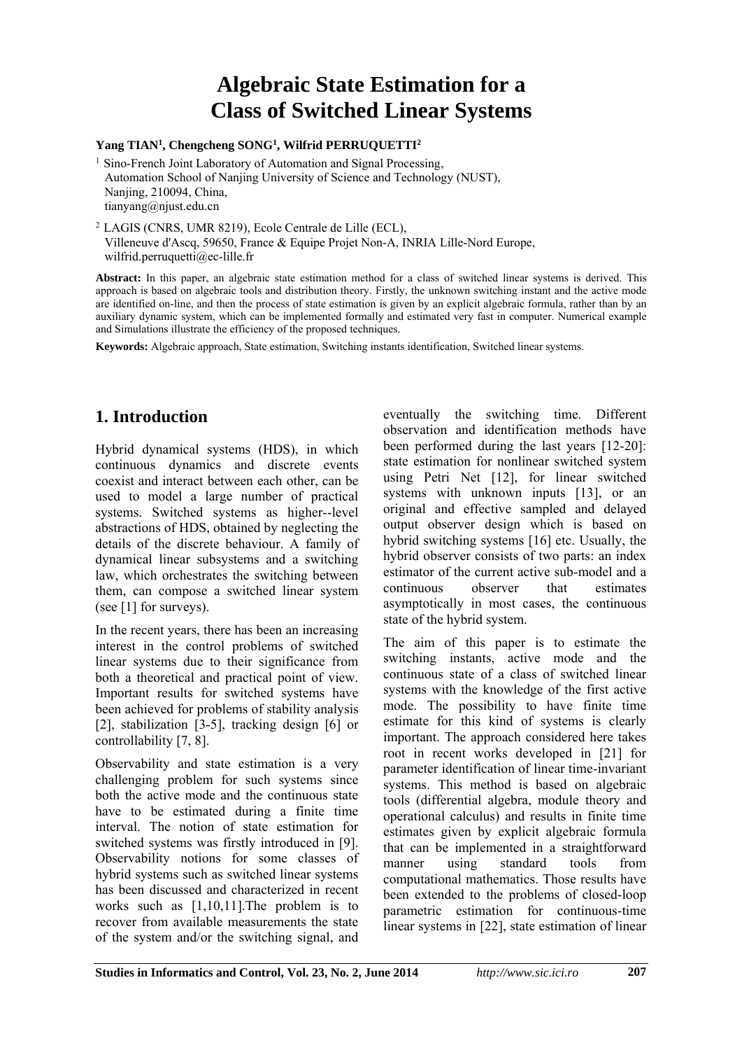# Algebraic State Estimation for a Class of Switched Linear Systems

**Yang TIAN[1], Chengcheng SONG[1], Wilfrid PERRUQUETTI[2]**

[1] Sino-French Joint Laboratory of Automation and Signal Processing,
Automation School of Nanjing University of Science and Technology (NUST),
Nanjing, 210094, China,
tianyang@njust.edu.cn

[2] LAGIS (CNRS, UMR 8219), Ecole Centrale de Lille (ECL),
Villeneuve d'Ascq, 59650, France & Equipe Projet Non-A, INRIA Lille-Nord Europe,
wilfrid.perruquetti@ec-lille.fr

**Abstract:** In this paper, an algebraic state estimation method for a class of switched linear systems is derived. This approach is based on algebraic tools and distribution theory. Firstly, the unknown switching instant and the active mode are identified on-line, and then the process of state estimation is given by an explicit algebraic formula, rather than by an auxiliary dynamic system, which can be implemented formally and estimated very fast in computer. Numerical example and Simulations illustrate the efficiency of the proposed techniques.

**Keywords:** Algebraic approach, State estimation, Switching instants identification, Switched linear systems.

## 1. Introduction

Hybrid dynamical systems (HDS), in which continuous dynamics and discrete events coexist and interact between each other, can be used to model a large number of practical systems. Switched systems as higher--level abstractions of HDS, obtained by neglecting the details of the discrete behaviour. A family of dynamical linear subsystems and a switching law, which orchestrates the switching between them, can compose a switched linear system (see [1] for surveys).

In the recent years, there has been an increasing interest in the control problems of switched linear systems due to their significance from both a theoretical and practical point of view. Important results for switched systems have been achieved for problems of stability analysis [2], stabilization [3-5], tracking design [6] or controllability [7, 8].

Observability and state estimation is a very challenging problem for such systems since both the active mode and the continuous state have to be estimated during a finite time interval. The notion of state estimation for switched systems was firstly introduced in [9]. Observability notions for some classes of hybrid systems such as switched linear systems has been discussed and characterized in recent works such as [1,10,11].The problem is to recover from available measurements the state of the system and/or the switching signal, and eventually the switching time. Different observation and identification methods have been performed during the last years [12-20]: state estimation for nonlinear switched system using Petri Net [12], for linear switched systems with unknown inputs [13], or an original and effective sampled and delayed output observer design which is based on hybrid switching systems [16] etc. Usually, the hybrid observer consists of two parts: an index estimator of the current active sub-model and a continuous observer that estimates asymptotically in most cases, the continuous state of the hybrid system.

The aim of this paper is to estimate the switching instants, active mode and the continuous state of a class of switched linear systems with the knowledge of the first active mode. The possibility to have finite time estimate for this kind of systems is clearly important. The approach considered here takes root in recent works developed in [21] for parameter identification of linear time-invariant systems. This method is based on algebraic tools (differential algebra, module theory and operational calculus) and results in finite time estimates given by explicit algebraic formula that can be implemented in a straightforward manner using standard tools from computational mathematics. Those results have been extended to the problems of closed-loop parametric estimation for continuous-time linear systems in [22], state estimation of linear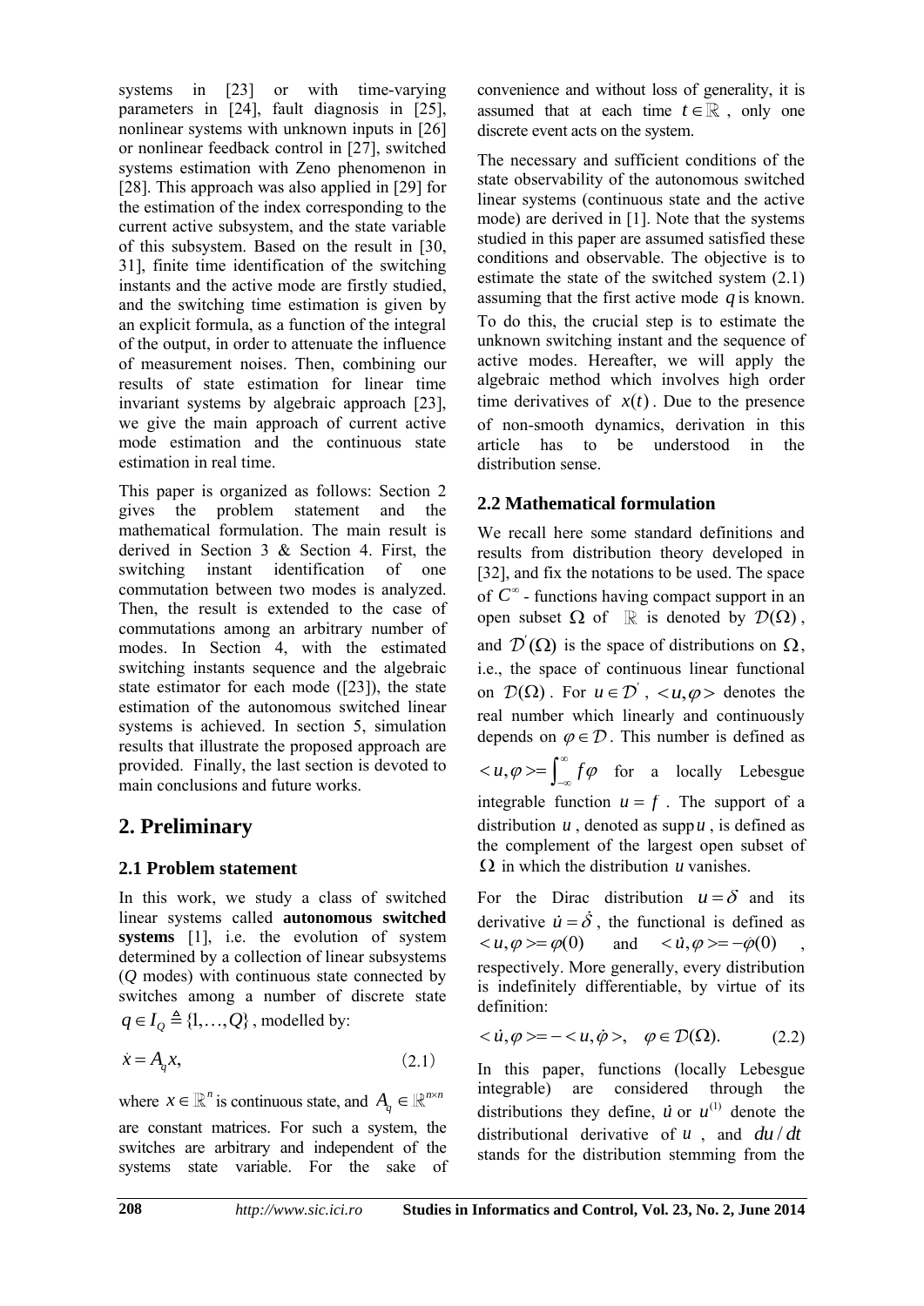systems in [23] or with time-varying parameters in [24], fault diagnosis in [25], nonlinear systems with unknown inputs in [26] or nonlinear feedback control in [27], switched systems estimation with Zeno phenomenon in [28]. This approach was also applied in [29] for the estimation of the index corresponding to the current active subsystem, and the state variable of this subsystem. Based on the result in [30, 31], finite time identification of the switching instants and the active mode are firstly studied, and the switching time estimation is given by an explicit formula, as a function of the integral of the output, in order to attenuate the influence of measurement noises. Then, combining our results of state estimation for linear time invariant systems by algebraic approach [23], we give the main approach of current active mode estimation and the continuous state estimation in real time.

This paper is organized as follows: Section 2 gives the problem statement and the mathematical formulation. The main result is derived in Section 3 & Section 4. First, the switching instant identification of one commutation between two modes is analyzed. Then, the result is extended to the case of commutations among an arbitrary number of modes. In Section 4, with the estimated switching instants sequence and the algebraic state estimator for each mode ([23]), the state estimation of the autonomous switched linear systems is achieved. In section 5, simulation results that illustrate the proposed approach are provided. Finally, the last section is devoted to main conclusions and future works.

## 2. Preliminary

### 2.1 Problem statement

In this work, we study a class of switched linear systems called **autonomous switched systems** [1], i.e. the evolution of system determined by a collection of linear subsystems ($Q$ modes) with continuous state connected by switches among a number of discrete state $q \in I_Q \triangleq \{1, \ldots, Q\}$, modelled by:

$$\dot{x} = A_q x, \tag{2.1}$$

where $x \in \mathbb{R}^n$ is continuous state, and $A_q \in \mathbb{R}^{n\times n}$ are constant matrices. For such a system, the switches are arbitrary and independent of the systems state variable. For the sake of convenience and without loss of generality, it is assumed that at each time $t \in \mathbb{R}$, only one discrete event acts on the system.

The necessary and sufficient conditions of the state observability of the autonomous switched linear systems (continuous state and the active mode) are derived in [1]. Note that the systems studied in this paper are assumed satisfied these conditions and observable. The objective is to estimate the state of the switched system (2.1) assuming that the first active mode $q$ is known. To do this, the crucial step is to estimate the unknown switching instant and the sequence of active modes. Hereafter, we will apply the algebraic method which involves high order time derivatives of $x(t)$. Due to the presence of non-smooth dynamics, derivation in this article has to be understood in the distribution sense.

### 2.2 Mathematical formulation

We recall here some standard definitions and results from distribution theory developed in [32], and fix the notations to be used. The space of $C^\infty$ - functions having compact support in an open subset $\Omega$ of $\mathbb{R}$ is denoted by $\mathcal{D}(\Omega)$, and $\mathcal{D}'(\Omega)$ is the space of distributions on $\Omega$, i.e., the space of continuous linear functional on $\mathcal{D}(\Omega)$. For $u \in \mathcal{D}'$, $<u,\varphi>$ denotes the real number which linearly and continuously depends on $\varphi \in \mathcal{D}$. This number is defined as $<u,\varphi> = \int_{-\infty}^{\infty} f\varphi$ for a locally Lebesgue integrable function $u = f$. The support of a distribution $u$, denoted as $\operatorname{supp} u$, is defined as the complement of the largest open subset of $\Omega$ in which the distribution $u$ vanishes.

For the Dirac distribution $u = \delta$ and its derivative $\dot{u} = \dot{\delta}$, the functional is defined as $<u,\varphi> = \varphi(0)$ and $<\dot{u},\varphi> = -\dot{\varphi}(0)$, respectively. More generally, every distribution is indefinitely differentiable, by virtue of its definition:

$$<\dot{u},\varphi> = -<u,\dot{\varphi}>, \quad \varphi \in \mathcal{D}(\Omega). \tag{2.2}$$

In this paper, functions (locally Lebesgue integrable) are considered through the distributions they define, $\dot{u}$ or $u^{(1)}$ denote the distributional derivative of $u$, and $du/dt$ stands for the distribution stemming from the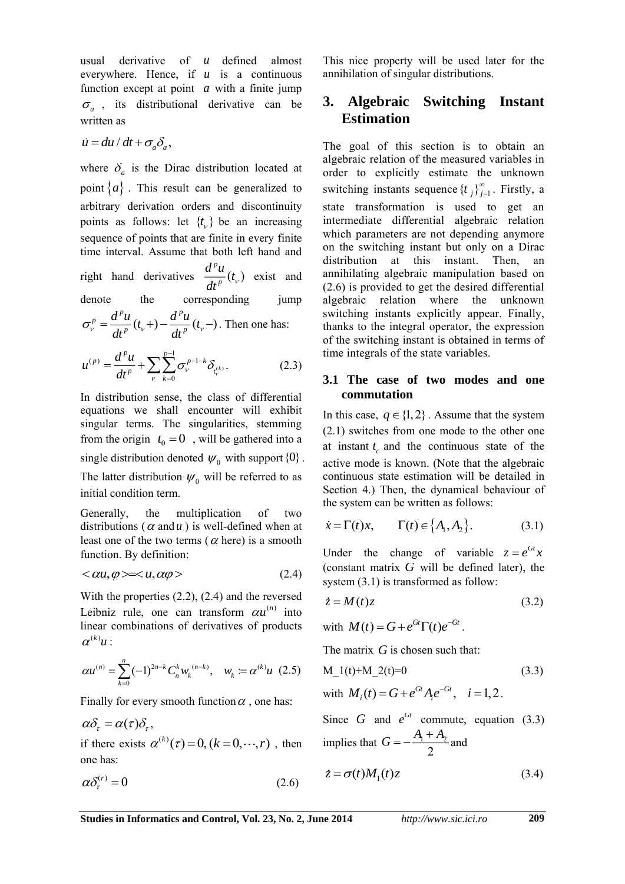usual derivative of $u$ defined almost everywhere. Hence, if $u$ is a continuous function except at point $a$ with a finite jump $\sigma_a$, its distributional derivative can be written as

$$\dot{u} = du/dt + \sigma_a \delta_a,$$

where $\delta_a$ is the Dirac distribution located at point $\{a\}$. This result can be generalized to arbitrary derivation orders and discontinuity points as follows: let $\{t_\nu\}$ be an increasing sequence of points that are finite in every finite time interval. Assume that both left hand and right hand derivatives $\frac{d^p u}{dt^p}(t_\nu)$ exist and denote the corresponding jump $\sigma_\nu^p = \frac{d^p u}{dt^p}(t_\nu +) - \frac{d^p u}{dt^p}(t_\nu -)$. Then one has:

$$u^{(p)} = \frac{d^p u}{dt^p} + \sum_\nu \sum_{k=0}^{p-1} \sigma_\nu^{p-1-k} \delta_{t_\nu^{(k)}}. \tag{2.3}$$

In distribution sense, the class of differential equations we shall encounter will exhibit singular terms. The singularities, stemming from the origin $t_0 = 0$, will be gathered into a single distribution denoted $\psi_0$ with support $\{0\}$. The latter distribution $\psi_0$ will be referred to as initial condition term.

Generally, the multiplication of two distributions ($\alpha$ and $u$) is well-defined when at least one of the two terms ($\alpha$ here) is a smooth function. By definition:

$$<\alpha u, \varphi> = <u, \alpha\varphi> \tag{2.4}$$

With the properties (2.2), (2.4) and the reversed Leibniz rule, one can transform $\alpha u^{(n)}$ into linear combinations of derivatives of products $\alpha^{(k)} u$:

$$\alpha u^{(n)} = \sum_{k=0}^{n} (-1)^{2n-k} C_n^k w_k^{(n-k)}, \quad w_k := \alpha^{(k)} u \tag{2.5}$$

Finally for every smooth function $\alpha$, one has:

$$\alpha \delta_\tau = \alpha(\tau) \delta_\tau,$$

if there exists $\alpha^{(k)}(\tau) = 0, (k = 0, \cdots, r)$, then one has:

$$\alpha \delta_\tau^{(r)} = 0 \tag{2.6}$$

This nice property will be used later for the annihilation of singular distributions.

## 3. Algebraic Switching Instant Estimation

The goal of this section is to obtain an algebraic relation of the measured variables in order to explicitly estimate the unknown switching instants sequence $\{t_j\}_{j=1}^{\infty}$. Firstly, a state transformation is used to get an intermediate differential algebraic relation which parameters are not depending anymore on the switching instant but only on a Dirac distribution at this instant. Then, an annihilating algebraic manipulation based on (2.6) is provided to get the desired differential algebraic relation where the unknown switching instants explicitly appear. Finally, thanks to the integral operator, the expression of the switching instant is obtained in terms of time integrals of the state variables.

### 3.1 The case of two modes and one commutation

In this case, $q \in \{1, 2\}$. Assume that the system (2.1) switches from one mode to the other one at instant $t_c$ and the continuous state of the active mode is known. (Note that the algebraic continuous state estimation will be detailed in Section 4.) Then, the dynamical behaviour of the system can be written as follows:

$$\dot{x} = \Gamma(t) x, \qquad \Gamma(t) \in \{A_1, A_2\}. \tag{3.1}$$

Under the change of variable $z = e^{Gt} x$ (constant matrix $G$ will be defined later), the system (3.1) is transformed as follow:

$$\dot{z} = M(t) z \tag{3.2}$$

with $M(t) = G + e^{Gt} \Gamma(t) e^{-Gt}$.

The matrix $G$ is chosen such that:

$$M\_1(t)+M\_2(t)=0 \tag{3.3}$$

with $M_i(t) = G + e^{Gt} A_i e^{-Gt}, \quad i = 1, 2$.

Since $G$ and $e^{Gt}$ commute, equation (3.3) implies that $G = -\frac{A_1 + A_2}{2}$ and

$$\dot{z} = \sigma(t) M_1(t) z \tag{3.4}$$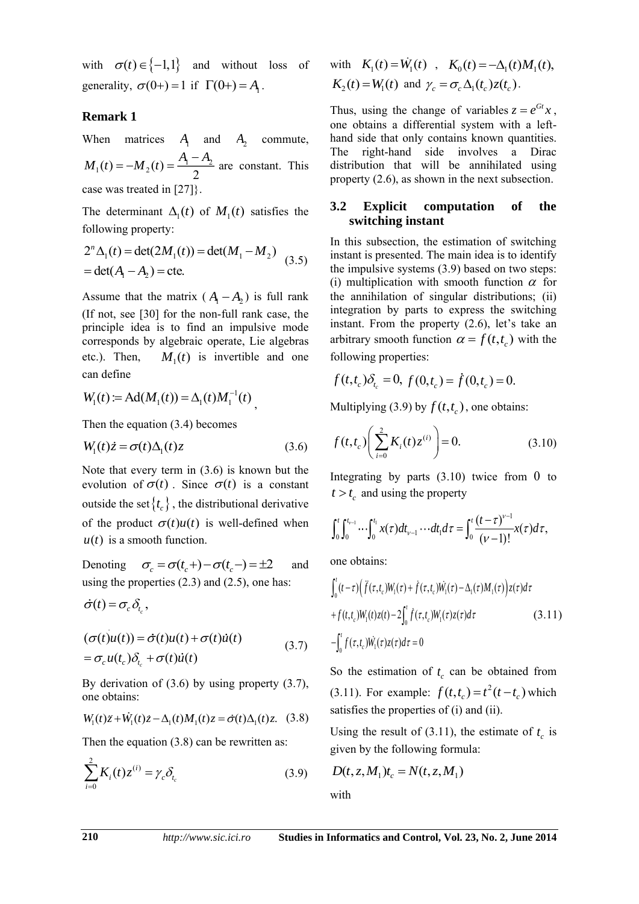with $\sigma(t) \in \{-1,1\}$ and without loss of generality, $\sigma(0+) = 1$ if $\Gamma(0+) = A_1$.

### Remark 1

When matrices $A_1$ and $A_2$ commute, $M_1(t) = -M_2(t) = \dfrac{A_1 - A_2}{2}$ are constant. This case was treated in [27]}.

The determinant $\Delta_1(t)$ of $M_1(t)$ satisfies the following property:

$$
\begin{aligned}
&2^n \Delta_1(t) = \det(2M_1(t)) = \det(M_1 - M_2) \\
&= \det(A_1 - A_2) = \text{cte.}
\end{aligned}
\tag{3.5}
$$

Assume that the matrix ($A_1 - A_2$) is full rank (If not, see [30] for the non-full rank case, the principle idea is to find an impulsive mode corresponds by algebraic operate, Lie algebras etc.). Then, $M_1(t)$ is invertible and one can define

$$
W_1(t) := \text{Ad}(M_1(t)) = \Delta_1(t) M_1^{-1}(t),
$$

Then the equation (3.4) becomes

$$
W_1(t)\dot{z} = \sigma(t)\Delta_1(t) z \tag{3.6}
$$

Note that every term in (3.6) is known but the evolution of $\sigma(t)$. Since $\sigma(t)$ is a constant outside the set $\{t_c\}$, the distributional derivative of the product $\sigma(t)u(t)$ is well-defined when $u(t)$ is a smooth function.

Denoting $\sigma_c = \sigma(t_c+) - \sigma(t_c-) = \pm 2$ and using the properties (2.3) and (2.5), one has:

$$
\dot{\sigma}(t) = \sigma_c \delta_{t_c},
$$

$$
\begin{aligned}
&(\sigma(t)u(t))^{\cdot} = \dot{\sigma}(t)u(t) + \sigma(t)\dot{u}(t) \\
&= \sigma_c u(t_c)\delta_{t_c} + \sigma(t)\dot{u}(t)
\end{aligned}
\tag{3.7}
$$

By derivation of (3.6) by using property (3.7), one obtains:

$$
W_1(t)\ddot{z} + \dot{W}_1(t)\dot{z} - \Delta_1(t)M_1(t)z = \dot{\sigma}(t)\Delta_1(t)z. \tag{3.8}
$$

Then the equation (3.8) can be rewritten as:

$$
\sum_{i=0}^{2} K_i(t) z^{(i)} = \gamma_c \delta_{t_c} \tag{3.9}
$$

with $K_1(t) = \dot{W}_1(t)$, $K_0(t) = -\Delta_1(t)M_1(t)$, $K_2(t) = W_1(t)$ and $\gamma_c = \sigma_c \Delta_1(t_c) z(t_c)$.

Thus, using the change of variables $z = e^{Gt}x$, one obtains a differential system with a left-hand side that only contains known quantities. The right-hand side involves a Dirac distribution that will be annihilated using property (2.6), as shown in the next subsection.

## 3.2 Explicit computation of the switching instant

In this subsection, the estimation of switching instant is presented. The main idea is to identify the impulsive systems (3.9) based on two steps: (i) multiplication with smooth function $\alpha$ for the annihilation of singular distributions; (ii) integration by parts to express the switching instant. From the property (2.6), let's take an arbitrary smooth function $\alpha = f(t, t_c)$ with the following properties:

$$
f(t,t_c)\delta_{t_c} = 0, \; f(0,t_c) = \dot{f}(0,t_c) = 0.
$$

Multiplying (3.9) by $f(t, t_c)$, one obtains:

$$
f(t,t_c)\left(\sum_{i=0}^{2} K_i(t) z^{(i)}\right) = 0. \tag{3.10}
$$

Integrating by parts (3.10) twice from $0$ to $t > t_c$ and using the property

$$
\int_0^t \int_0^{t_{\nu-1}} \cdots \int_0^{t_1} x(\tau) dt_{\nu-1} \cdots dt_1 d\tau = \int_0^t \frac{(t-\tau)^{\nu-1}}{(\nu-1)!} x(\tau) d\tau,
$$

one obtains:

$$
\begin{aligned}
&\int_0^t (t-\tau)\left(\ddot{f}(\tau,t_c)W_1(\tau) + \dot{f}(\tau,t_c)\dot{W}_1(\tau) - \Delta_1(\tau)M_1(\tau)\right) z(\tau) d\tau \\
&+ f(t,t_c)W_1(t)z(t) - 2\int_0^t \dot{f}(\tau,t_c)W_1(\tau)z(\tau)d\tau \\
&- \int_0^t f(\tau,t_c)\dot{W}_1(\tau)z(\tau)d\tau = 0
\end{aligned}
\tag{3.11}
$$

So the estimation of $t_c$ can be obtained from (3.11). For example: $f(t, t_c) = t^2(t - t_c)$ which satisfies the properties of (i) and (ii).

Using the result of (3.11), the estimate of $t_c$ is given by the following formula:

$$
D(t, z, M_1)t_c = N(t, z, M_1)
$$

with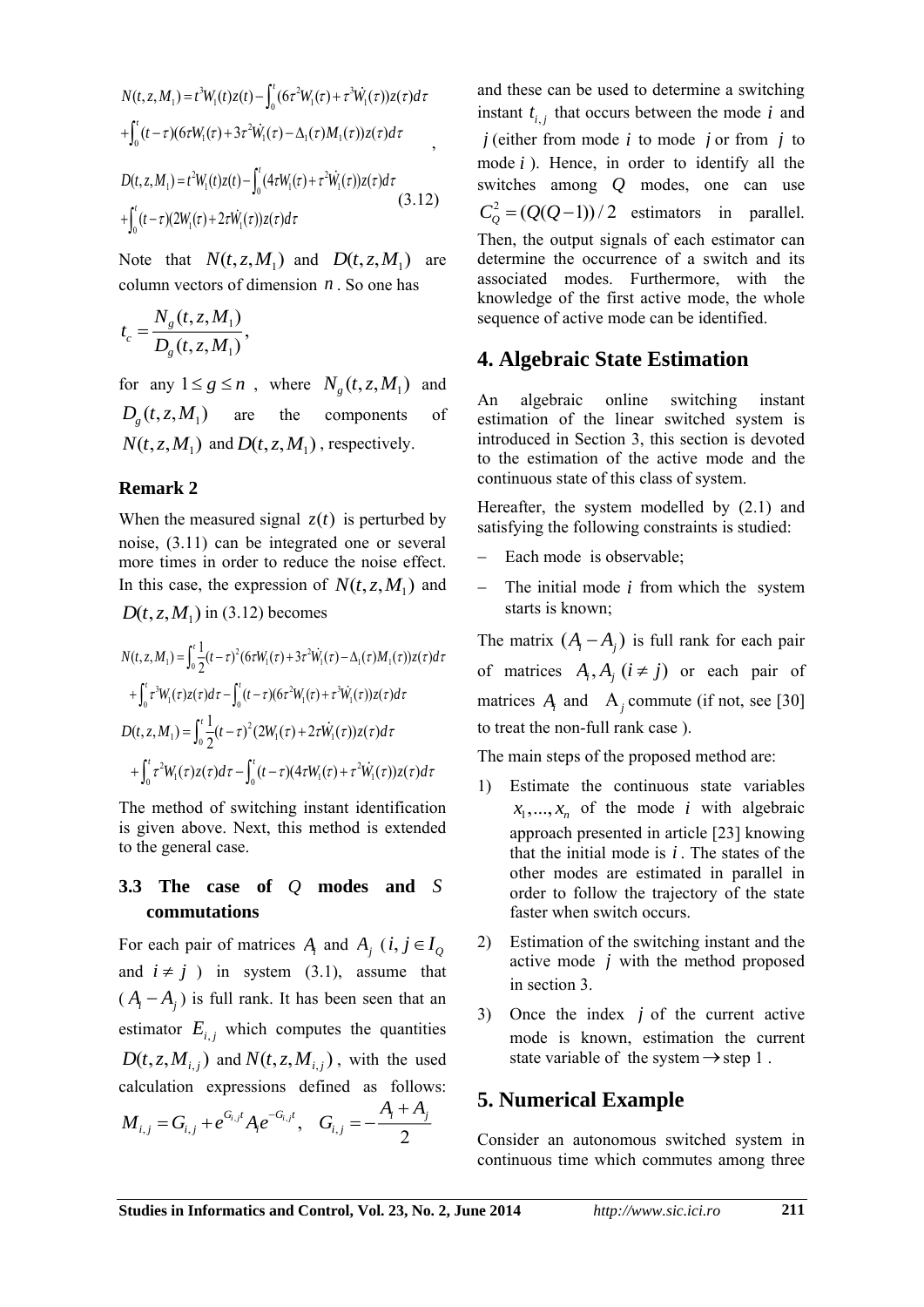$$N(t,z,M_1)=t^3W_1(t)z(t)-\int_0^t(6\tau^2W_1(\tau)+\tau^3\dot{W}_1(\tau))z(\tau)d\tau$$
$$+\int_0^t(t-\tau)(6\tau W_1(\tau)+3\tau^2\dot{W}_1(\tau)-\Delta_1(\tau)M_1(\tau))z(\tau)d\tau \quad ,$$

$$D(t,z,M_1)=t^2W_1(t)z(t)-\int_0^t(4\tau W_1(\tau)+\tau^2\dot{W}_1(\tau))z(\tau)d\tau$$
$$+\int_0^t(t-\tau)(2W_1(\tau)+2\tau\dot{W}_1(\tau))z(\tau)d\tau \qquad (3.12)$$

Note that $N(t,z,M_1)$ and $D(t,z,M_1)$ are column vectors of dimension $n$. So one has

$$t_c=\frac{N_g(t,z,M_1)}{D_g(t,z,M_1)},$$

for any $1\le g\le n$, where $N_g(t,z,M_1)$ and $D_g(t,z,M_1)$ are the components of $N(t,z,M_1)$ and $D(t,z,M_1)$, respectively.

### Remark 2

When the measured signal $z(t)$ is perturbed by noise, (3.11) can be integrated one or several more times in order to reduce the noise effect. In this case, the expression of $N(t,z,M_1)$ and $D(t,z,M_1)$ in (3.12) becomes

$$N(t,z,M_1)=\int_0^t\frac{1}{2}(t-\tau)^2(6\tau W_1(\tau)+3\tau^2\dot{W}_1(\tau)-\Delta_1(\tau)M_1(\tau))z(\tau)d\tau$$
$$+\int_0^t\tau^3W_1(\tau)z(\tau)d\tau-\int_0^t(t-\tau)(6\tau^2W_1(\tau)+\tau^3\dot{W}_1(\tau))z(\tau)d\tau$$
$$D(t,z,M_1)=\int_0^t\frac{1}{2}(t-\tau)^2(2W_1(\tau)+2\tau\dot{W}_1(\tau))z(\tau)d\tau$$
$$+\int_0^t\tau^2W_1(\tau)z(\tau)d\tau-\int_0^t(t-\tau)(4\tau W_1(\tau)+\tau^2\dot{W}_1(\tau))z(\tau)d\tau$$

The method of switching instant identification is given above. Next, this method is extended to the general case.

### 3.3 The case of *Q* modes and *S* commutations

For each pair of matrices $A_i$ and $A_j$ ($i,j\in I_Q$ and $i\ne j$) in system (3.1), assume that ($A_i-A_j$) is full rank. It has been seen that an estimator $E_{i,j}$ which computes the quantities $D(t,z,M_{i,j})$ and $N(t,z,M_{i,j})$, with the used calculation expressions defined as follows: $M_{i,j}=G_{i,j}+e^{G_{i,j}t}A_ie^{-G_{i,j}t},\quad G_{i,j}=-\dfrac{A_i+A_j}{2}$ and these can be used to determine a switching instant $t_{i,j}$ that occurs between the mode $i$ and $j$ (either from mode $i$ to mode $j$ or from $j$ to mode $i$). Hence, in order to identify all the switches among $Q$ modes, one can use $C_Q^2=(Q(Q-1))/2$ estimators in parallel. Then, the output signals of each estimator can determine the occurrence of a switch and its associated modes. Furthermore, with the knowledge of the first active mode, the whole sequence of active mode can be identified.

## 4. Algebraic State Estimation

An algebraic online switching instant estimation of the linear switched system is introduced in Section 3, this section is devoted to the estimation of the active mode and the continuous state of this class of system.

Hereafter, the system modelled by (2.1) and satisfying the following constraints is studied:

- Each mode is observable;
- The initial mode $i$ from which the system starts is known;

The matrix $(A_i-A_j)$ is full rank for each pair of matrices $A_i,A_j\ (i\ne j)$ or each pair of matrices $A_i$ and $A_j$ commute (if not, see [30] to treat the non-full rank case ).

The main steps of the proposed method are:

1) Estimate the continuous state variables $x_1,\ldots,x_n$ of the mode $i$ with algebraic approach presented in article [23] knowing that the initial mode is $i$. The states of the other modes are estimated in parallel in order to follow the trajectory of the state faster when switch occurs.
2) Estimation of the switching instant and the active mode $j$ with the method proposed in section 3.
3) Once the index $j$ of the current active mode is known, estimation the current state variable of the system $\rightarrow$ step 1 .

## 5. Numerical Example

Consider an autonomous switched system in continuous time which commutes among three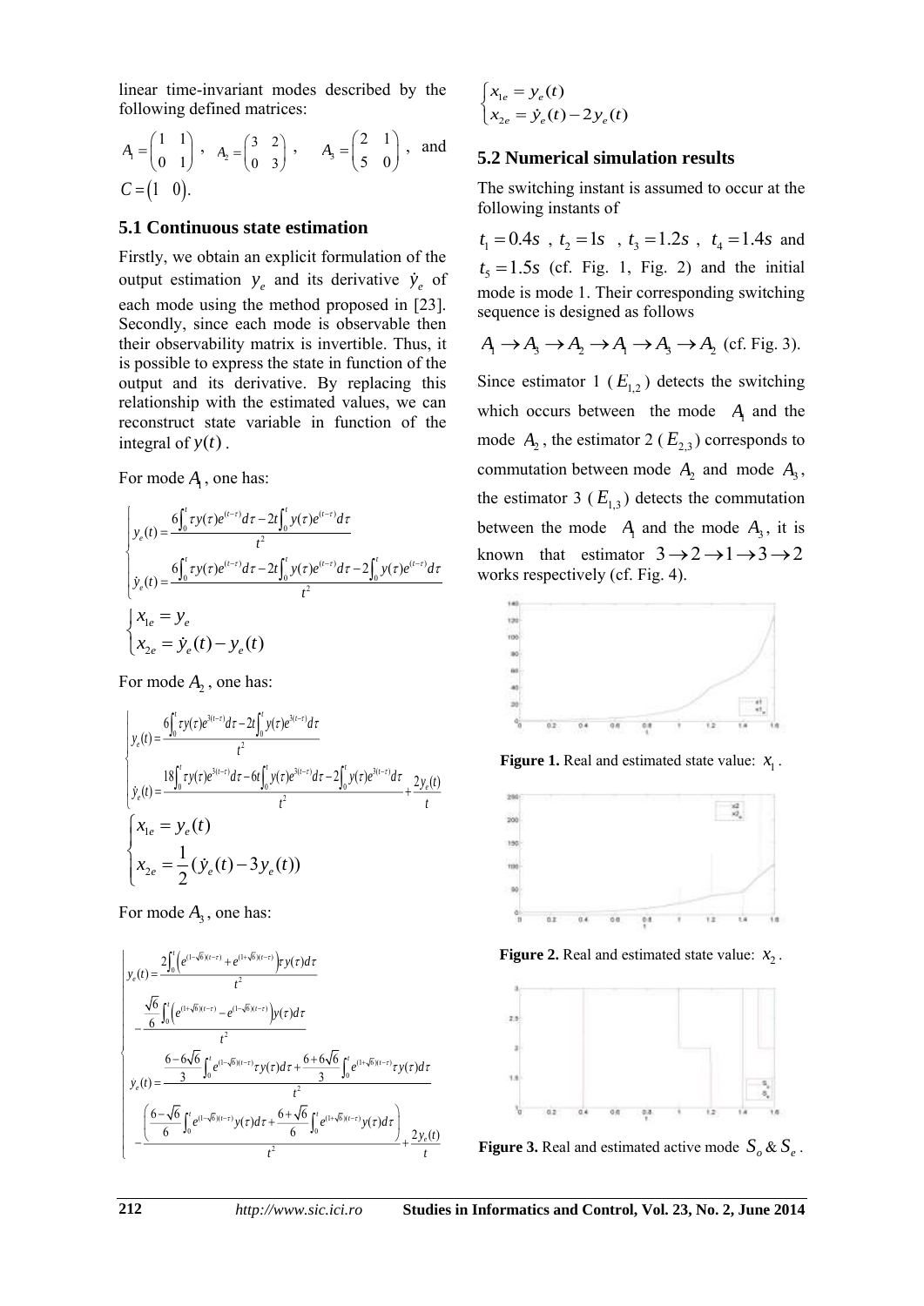linear time-invariant modes described by the following defined matrices:

$A_1 = \begin{pmatrix} 1 & 1 \\ 0 & 1 \end{pmatrix}$ , $A_2 = \begin{pmatrix} 3 & 2 \\ 0 & 3 \end{pmatrix}$ , $A_3 = \begin{pmatrix} 2 & 1 \\ 5 & 0 \end{pmatrix}$ , and $C = \begin{pmatrix} 1 & 0 \end{pmatrix}$.

### 5.1 Continuous state estimation

Firstly, we obtain an explicit formulation of the output estimation $y_e$ and its derivative $\dot{y}_e$ of each mode using the method proposed in [23]. Secondly, since each mode is observable then their observability matrix is invertible. Thus, it is possible to express the state in function of the output and its derivative. By replacing this relationship with the estimated values, we can reconstruct state variable in function of the integral of $y(t)$.

For mode $A_1$, one has:

$$
\begin{cases}
y_e(t) = \dfrac{6\int_0^t \tau y(\tau) e^{(t-\tau)} d\tau - 2t\int_0^t y(\tau) e^{(t-\tau)} d\tau}{t^2} \\
\dot{y}_e(t) = \dfrac{6\int_0^t \tau y(\tau) e^{(t-\tau)} d\tau - 2t\int_0^t y(\tau) e^{(t-\tau)} d\tau - 2\int_0^t y(\tau) e^{(t-\tau)} d\tau}{t^2}
\end{cases}
$$

$$
\begin{cases}
x_{1e} = y_e \\
x_{2e} = \dot{y}_e(t) - y_e(t)
\end{cases}
$$

For mode $A_2$, one has:

$$
\begin{cases}
y_e(t) = \dfrac{6\int_0^t \tau y(\tau) e^{3(t-\tau)} d\tau - 2t\int_0^t y(\tau) e^{3(t-\tau)} d\tau}{t^2} \\
\dot{y}_e(t) = \dfrac{18\int_0^t \tau y(\tau) e^{3(t-\tau)} d\tau - 6t\int_0^t y(\tau) e^{3(t-\tau)} d\tau - 2\int_0^t y(\tau) e^{3(t-\tau)} d\tau}{t^2} + \dfrac{2y_e(t)}{t}
\end{cases}
$$

$$
\begin{cases}
x_{1e} = y_e(t) \\
x_{2e} = \dfrac{1}{2}(\dot{y}_e(t) - 3y_e(t))
\end{cases}
$$

For mode $A_3$, one has:

$$
\begin{cases}
y_e(t) = \dfrac{2\int_0^t \left(e^{(1-\sqrt{6})(t-\tau)} + e^{(1+\sqrt{6})(t-\tau)}\right) \tau y(\tau) d\tau}{t^2} \\
\quad - \dfrac{\frac{\sqrt{6}}{6}\int_0^t \left(e^{(1+\sqrt{6})(t-\tau)} - e^{(1-\sqrt{6})(t-\tau)}\right) y(\tau) d\tau}{t^2} \\
y_e(t) = \dfrac{\frac{6-6\sqrt{6}}{3}\int_0^t e^{(1-\sqrt{6})(t-\tau)} \tau y(\tau) d\tau + \frac{6+6\sqrt{6}}{3}\int_0^t e^{(1+\sqrt{6})(t-\tau)} \tau y(\tau) d\tau}{t^2} \\
\quad - \dfrac{\left(\frac{6-\sqrt{6}}{6}\int_0^t e^{(1-\sqrt{6})(t-\tau)} y(\tau) d\tau + \frac{6+\sqrt{6}}{6}\int_0^t e^{(1+\sqrt{6})(t-\tau)} y(\tau) d\tau\right)}{t^2} + \dfrac{2y_e(t)}{t}
\end{cases}
$$

$$
\begin{cases}
x_{1e} = y_e(t) \\
x_{2e} = \dot{y}_e(t) - 2y_e(t)
\end{cases}
$$

### 5.2 Numerical simulation results

The switching instant is assumed to occur at the following instants of

$t_1 = 0.4s$ , $t_2 = 1s$ , $t_3 = 1.2s$ , $t_4 = 1.4s$ and $t_5 = 1.5s$ (cf. Fig. 1, Fig. 2) and the initial mode is mode 1. Their corresponding switching sequence is designed as follows

$A_1 \to A_3 \to A_2 \to A_1 \to A_3 \to A_2$ (cf. Fig. 3).

Since estimator 1 ($E_{1,2}$) detects the switching which occurs between the mode $A_1$ and the mode $A_2$, the estimator 2 ($E_{2,3}$) corresponds to commutation between mode $A_2$ and mode $A_3$, the estimator 3 ($E_{1,3}$) detects the commutation between the mode $A_1$ and the mode $A_3$, it is known that estimator $3 \to 2 \to 1 \to 3 \to 2$ works respectively (cf. Fig. 4).

**Figure 1.** Real and estimated state value: $x_1$.

**Figure 2.** Real and estimated state value: $x_2$.

**Figure 3.** Real and estimated active mode $S_o$ & $S_e$.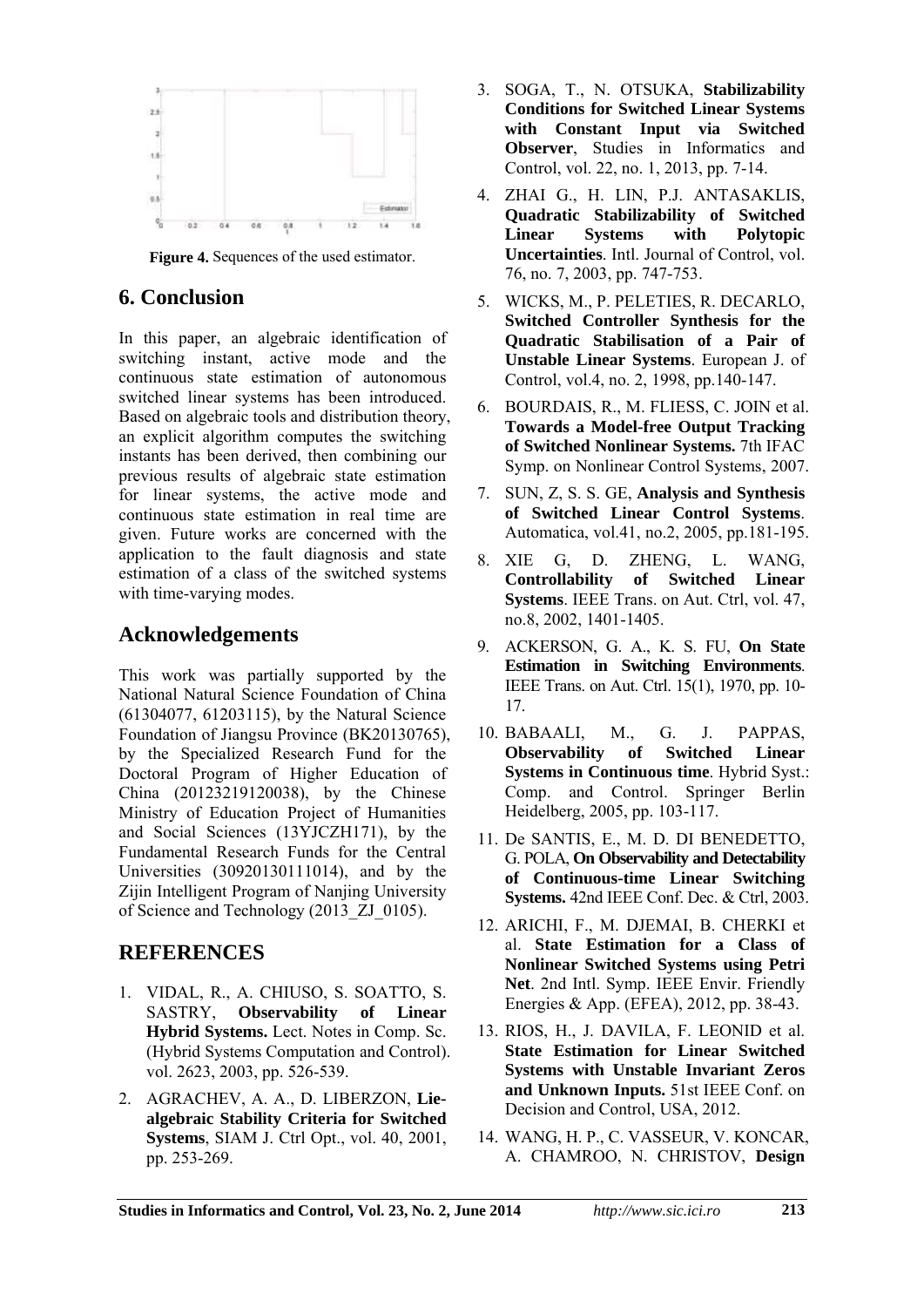**Figure 4.** Sequences of the used estimator.

## 6. Conclusion

In this paper, an algebraic identification of switching instant, active mode and the continuous state estimation of autonomous switched linear systems has been introduced. Based on algebraic tools and distribution theory, an explicit algorithm computes the switching instants has been derived, then combining our previous results of algebraic state estimation for linear systems, the active mode and continuous state estimation in real time are given. Future works are concerned with the application to the fault diagnosis and state estimation of a class of the switched systems with time-varying modes.

## Acknowledgements

This work was partially supported by the National Natural Science Foundation of China (61304077, 61203115), by the Natural Science Foundation of Jiangsu Province (BK20130765), by the Specialized Research Fund for the Doctoral Program of Higher Education of China (20123219120038), by the Chinese Ministry of Education Project of Humanities and Social Sciences (13YJCZH171), by the Fundamental Research Funds for the Central Universities (30920130111014), and by the Zijin Intelligent Program of Nanjing University of Science and Technology (2013_ZJ_0105).

## REFERENCES

1. VIDAL, R., A. CHIUSO, S. SOATTO, S. SASTRY, **Observability of Linear Hybrid Systems.** Lect. Notes in Comp. Sc. (Hybrid Systems Computation and Control). vol. 2623, 2003, pp. 526-539.
2. AGRACHEV, A. A., D. LIBERZON, **Lie-algebraic Stability Criteria for Switched Systems**, SIAM J. Ctrl Opt., vol. 40, 2001, pp. 253-269.
3. SOGA, T., N. OTSUKA, **Stabilizability Conditions for Switched Linear Systems with Constant Input via Switched Observer**, Studies in Informatics and Control, vol. 22, no. 1, 2013, pp. 7-14.
4. ZHAI G., H. LIN, P.J. ANTASAKLIS, **Quadratic Stabilizability of Switched Linear Systems with Polytopic Uncertainties**. Intl. Journal of Control, vol. 76, no. 7, 2003, pp. 747-753.
5. WICKS, M., P. PELETIES, R. DECARLO, **Switched Controller Synthesis for the Quadratic Stabilisation of a Pair of Unstable Linear Systems**. European J. of Control, vol.4, no. 2, 1998, pp.140-147.
6. BOURDAIS, R., M. FLIESS, C. JOIN et al. **Towards a Model-free Output Tracking of Switched Nonlinear Systems.** 7th IFAC Symp. on Nonlinear Control Systems, 2007.
7. SUN, Z, S. S. GE, **Analysis and Synthesis of Switched Linear Control Systems**. Automatica, vol.41, no.2, 2005, pp.181-195.
8. XIE G, D. ZHENG, L. WANG, **Controllability of Switched Linear Systems**. IEEE Trans. on Aut. Ctrl, vol. 47, no.8, 2002, 1401-1405.
9. ACKERSON, G. A., K. S. FU, **On State Estimation in Switching Environments**. IEEE Trans. on Aut. Ctrl. 15(1), 1970, pp. 10-17.
10. BABAALI, M., G. J. PAPPAS, **Observability of Switched Linear Systems in Continuous time**. Hybrid Syst.: Comp. and Control. Springer Berlin Heidelberg, 2005, pp. 103-117.
11. De SANTIS, E., M. D. DI BENEDETTO, G. POLA, **On Observability and Detectability of Continuous-time Linear Switching Systems.** 42nd IEEE Conf. Dec. & Ctrl, 2003.
12. ARICHI, F., M. DJEMAI, B. CHERKI et al. **State Estimation for a Class of Nonlinear Switched Systems using Petri Net**. 2nd Intl. Symp. IEEE Envir. Friendly Energies & App. (EFEA), 2012, pp. 38-43.
13. RIOS, H., J. DAVILA, F. LEONID et al. **State Estimation for Linear Switched Systems with Unstable Invariant Zeros and Unknown Inputs.** 51st IEEE Conf. on Decision and Control, USA, 2012.
14. WANG, H. P., C. VASSEUR, V. KONCAR, A. CHAMROO, N. CHRISTOV, **Design**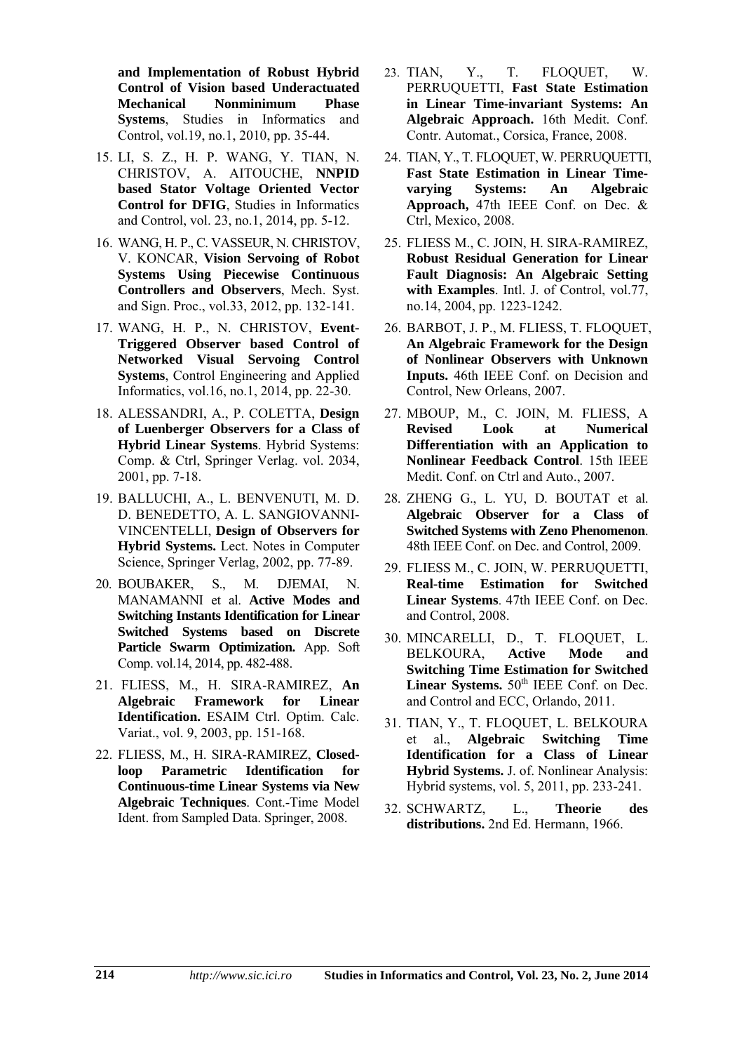**and Implementation of Robust Hybrid Control of Vision based Underactuated Mechanical Nonminimum Phase Systems**, Studies in Informatics and Control, vol.19, no.1, 2010, pp. 35-44.

15. LI, S. Z., H. P. WANG, Y. TIAN, N. CHRISTOV, A. AITOUCHE, **NNPID based Stator Voltage Oriented Vector Control for DFIG**, Studies in Informatics and Control, vol. 23, no.1, 2014, pp. 5-12.
16. WANG, H. P., C. VASSEUR, N. CHRISTOV, V. KONCAR, **Vision Servoing of Robot Systems Using Piecewise Continuous Controllers and Observers**, Mech. Syst. and Sign. Proc., vol.33, 2012, pp. 132-141.
17. WANG, H. P., N. CHRISTOV, **Event-Triggered Observer based Control of Networked Visual Servoing Control Systems**, Control Engineering and Applied Informatics, vol.16, no.1, 2014, pp. 22-30.
18. ALESSANDRI, A., P. COLETTA, **Design of Luenberger Observers for a Class of Hybrid Linear Systems**. Hybrid Systems: Comp. & Ctrl, Springer Verlag. vol. 2034, 2001, pp. 7-18.
19. BALLUCHI, A., L. BENVENUTI, M. D. D. BENEDETTO, A. L. SANGIOVANNI-VINCENTELLI, **Design of Observers for Hybrid Systems.** Lect. Notes in Computer Science, Springer Verlag, 2002, pp. 77-89.
20. BOUBAKER, S., M. DJEMAI, N. MANAMANNI et al. **Active Modes and Switching Instants Identification for Linear Switched Systems based on Discrete Particle Swarm Optimization.** App. Soft Comp. vol.14, 2014, pp. 482-488.
21. FLIESS, M., H. SIRA-RAMIREZ, **An Algebraic Framework for Linear Identification.** ESAIM Ctrl. Optim. Calc. Variat., vol. 9, 2003, pp. 151-168.
22. FLIESS, M., H. SIRA-RAMIREZ, **Closed-loop Parametric Identification for Continuous-time Linear Systems via New Algebraic Techniques**. Cont.-Time Model Ident. from Sampled Data. Springer, 2008.
23. TIAN, Y., T. FLOQUET, W. PERRUQUETTI, **Fast State Estimation in Linear Time-invariant Systems: An Algebraic Approach.** 16th Medit. Conf. Contr. Automat., Corsica, France, 2008.
24. TIAN, Y., T. FLOQUET, W. PERRUQUETTI, **Fast State Estimation in Linear Time-varying Systems: An Algebraic Approach,** 47th IEEE Conf. on Dec. & Ctrl, Mexico, 2008.
25. FLIESS M., C. JOIN, H. SIRA-RAMIREZ, **Robust Residual Generation for Linear Fault Diagnosis: An Algebraic Setting with Examples**. Intl. J. of Control, vol.77, no.14, 2004, pp. 1223-1242.
26. BARBOT, J. P., M. FLIESS, T. FLOQUET, **An Algebraic Framework for the Design of Nonlinear Observers with Unknown Inputs.** 46th IEEE Conf. on Decision and Control, New Orleans, 2007.
27. MBOUP, M., C. JOIN, M. FLIESS, **A Revised Look at Numerical Differentiation with an Application to Nonlinear Feedback Control**. 15th IEEE Medit. Conf. on Ctrl and Auto., 2007.
28. ZHENG G., L. YU, D. BOUTAT et al. **Algebraic Observer for a Class of Switched Systems with Zeno Phenomenon**. 48th IEEE Conf. on Dec. and Control, 2009.
29. FLIESS M., C. JOIN, W. PERRUQUETTI, **Real-time Estimation for Switched Linear Systems**. 47th IEEE Conf. on Dec. and Control, 2008.
30. MINCARELLI, D., T. FLOQUET, L. BELKOURA, **Active Mode and Switching Time Estimation for Switched Linear Systems.** 50th IEEE Conf. on Dec. and Control and ECC, Orlando, 2011.
31. TIAN, Y., T. FLOQUET, L. BELKOURA et al., **Algebraic Switching Time Identification for a Class of Linear Hybrid Systems.** J. of. Nonlinear Analysis: Hybrid systems, vol. 5, 2011, pp. 233-241.
32. SCHWARTZ, L., **Theorie des distributions.** 2nd Ed. Hermann, 1966.